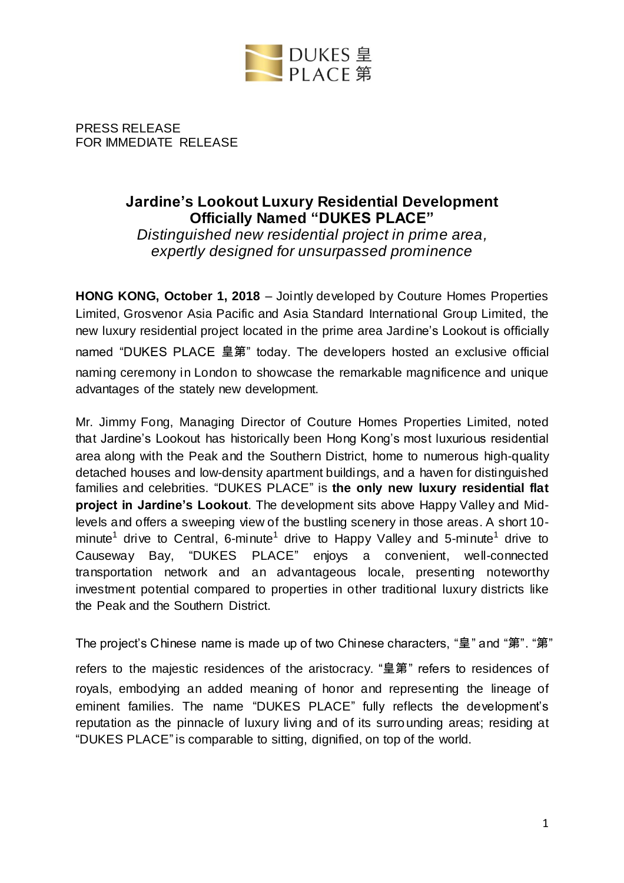DUKES 皇
PLACE 第

PRESS RELEASE
FOR IMMEDIATE RELEASE

# Jardine's Lookout Luxury Residential Development Officially Named "DUKES PLACE"

*Distinguished new residential project in prime area, expertly designed for unsurpassed prominence*

**HONG KONG, October 1, 2018** – Jointly developed by Couture Homes Properties Limited, Grosvenor Asia Pacific and Asia Standard International Group Limited, the new luxury residential project located in the prime area Jardine's Lookout is officially named "DUKES PLACE 皇第" today. The developers hosted an exclusive official naming ceremony in London to showcase the remarkable magnificence and unique advantages of the stately new development.

Mr. Jimmy Fong, Managing Director of Couture Homes Properties Limited, noted that Jardine's Lookout has historically been Hong Kong's most luxurious residential area along with the Peak and the Southern District, home to numerous high-quality detached houses and low-density apartment buildings, and a haven for distinguished families and celebrities. "DUKES PLACE" is **the only new luxury residential flat project in Jardine's Lookout**. The development sits above Happy Valley and Mid-levels and offers a sweeping view of the bustling scenery in those areas. A short 10-minute[1] drive to Central, 6-minute[1] drive to Happy Valley and 5-minute[1] drive to Causeway Bay, "DUKES PLACE" enjoys a convenient, well-connected transportation network and an advantageous locale, presenting noteworthy investment potential compared to properties in other traditional luxury districts like the Peak and the Southern District.

The project's Chinese name is made up of two Chinese characters, "皇" and "第". "第" refers to the majestic residences of the aristocracy. "皇第" refers to residences of royals, embodying an added meaning of honor and representing the lineage of eminent families. The name "DUKES PLACE" fully reflects the development's reputation as the pinnacle of luxury living and of its surrounding areas; residing at "DUKES PLACE" is comparable to sitting, dignified, on top of the world.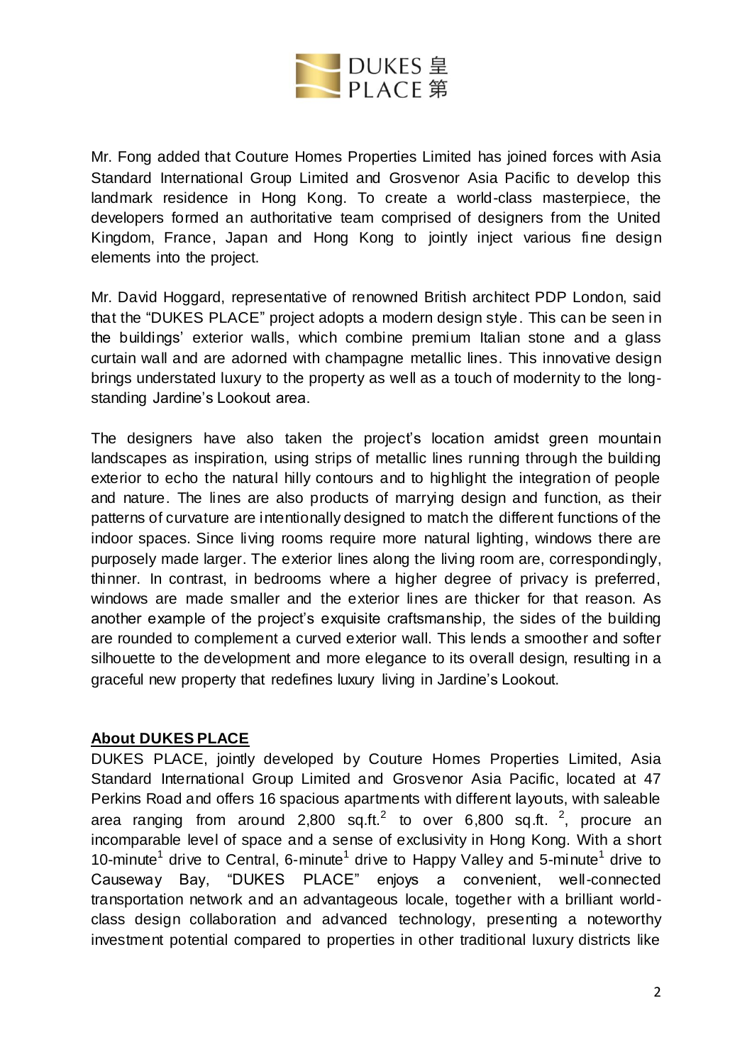Mr. Fong added that Couture Homes Properties Limited has joined forces with Asia Standard International Group Limited and Grosvenor Asia Pacific to develop this landmark residence in Hong Kong. To create a world-class masterpiece, the developers formed an authoritative team comprised of designers from the United Kingdom, France, Japan and Hong Kong to jointly inject various fine design elements into the project.

Mr. David Hoggard, representative of renowned British architect PDP London, said that the "DUKES PLACE" project adopts a modern design style. This can be seen in the buildings' exterior walls, which combine premium Italian stone and a glass curtain wall and are adorned with champagne metallic lines. This innovative design brings understated luxury to the property as well as a touch of modernity to the long-standing Jardine's Lookout area.

The designers have also taken the project's location amidst green mountain landscapes as inspiration, using strips of metallic lines running through the building exterior to echo the natural hilly contours and to highlight the integration of people and nature. The lines are also products of marrying design and function, as their patterns of curvature are intentionally designed to match the different functions of the indoor spaces. Since living rooms require more natural lighting, windows there are purposely made larger. The exterior lines along the living room are, correspondingly, thinner. In contrast, in bedrooms where a higher degree of privacy is preferred, windows are made smaller and the exterior lines are thicker for that reason. As another example of the project's exquisite craftsmanship, the sides of the building are rounded to complement a curved exterior wall. This lends a smoother and softer silhouette to the development and more elegance to its overall design, resulting in a graceful new property that redefines luxury living in Jardine's Lookout.

**About DUKES PLACE**

DUKES PLACE, jointly developed by Couture Homes Properties Limited, Asia Standard International Group Limited and Grosvenor Asia Pacific, located at 47 Perkins Road and offers 16 spacious apartments with different layouts, with saleable area ranging from around 2,800 sq.ft.[2] to over 6,800 sq.ft. [2], procure an incomparable level of space and a sense of exclusivity in Hong Kong. With a short 10-minute[1] drive to Central, 6-minute[1] drive to Happy Valley and 5-minute[1] drive to Causeway Bay, "DUKES PLACE" enjoys a convenient, well-connected transportation network and an advantageous locale, together with a brilliant world-class design collaboration and advanced technology, presenting a noteworthy investment potential compared to properties in other traditional luxury districts like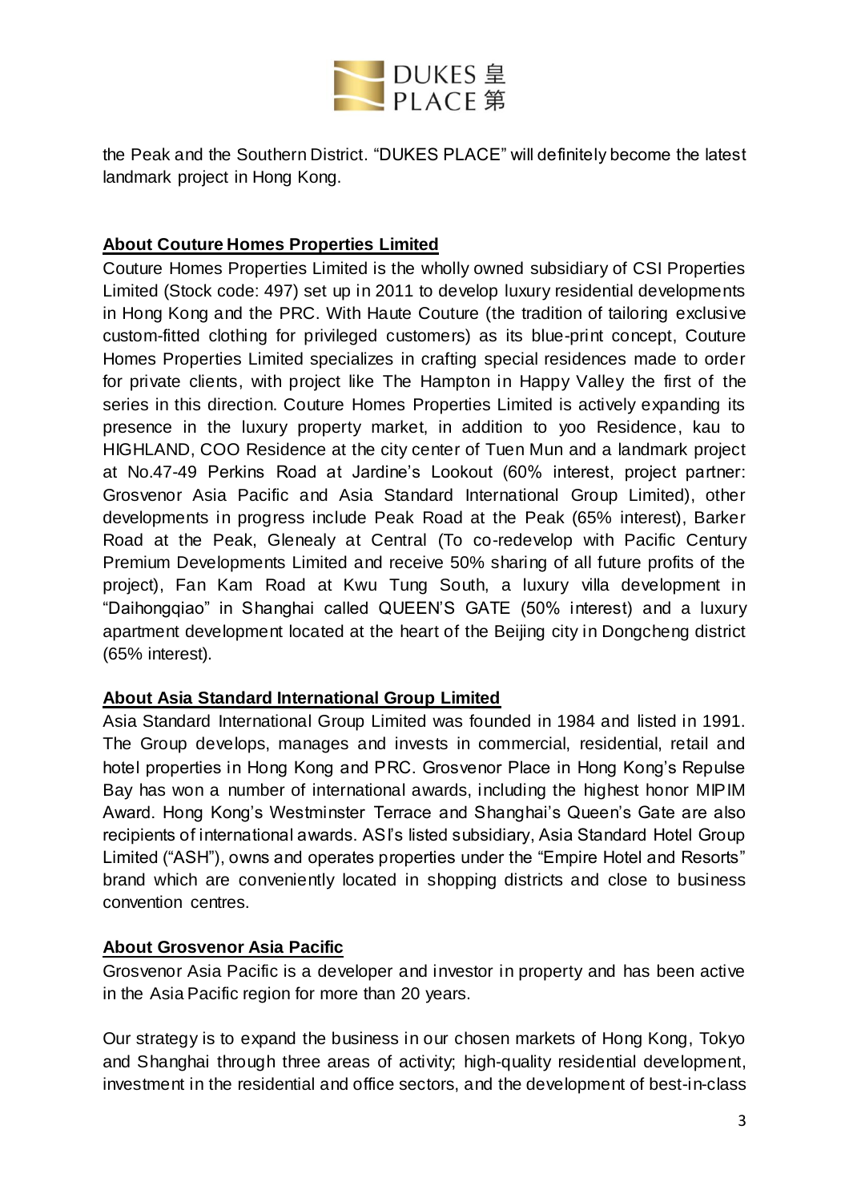the Peak and the Southern District. "DUKES PLACE" will definitely become the latest landmark project in Hong Kong.

## About Couture Homes Properties Limited

Couture Homes Properties Limited is the wholly owned subsidiary of CSI Properties Limited (Stock code: 497) set up in 2011 to develop luxury residential developments in Hong Kong and the PRC. With Haute Couture (the tradition of tailoring exclusive custom-fitted clothing for privileged customers) as its blue-print concept, Couture Homes Properties Limited specializes in crafting special residences made to order for private clients, with project like The Hampton in Happy Valley the first of the series in this direction. Couture Homes Properties Limited is actively expanding its presence in the luxury property market, in addition to yoo Residence, kau to HIGHLAND, COO Residence at the city center of Tuen Mun and a landmark project at No.47-49 Perkins Road at Jardine's Lookout (60% interest, project partner: Grosvenor Asia Pacific and Asia Standard International Group Limited), other developments in progress include Peak Road at the Peak (65% interest), Barker Road at the Peak, Glenealy at Central (To co-redevelop with Pacific Century Premium Developments Limited and receive 50% sharing of all future profits of the project), Fan Kam Road at Kwu Tung South, a luxury villa development in "Daihongqiao" in Shanghai called QUEEN'S GATE (50% interest) and a luxury apartment development located at the heart of the Beijing city in Dongcheng district (65% interest).

## About Asia Standard International Group Limited

Asia Standard International Group Limited was founded in 1984 and listed in 1991. The Group develops, manages and invests in commercial, residential, retail and hotel properties in Hong Kong and PRC. Grosvenor Place in Hong Kong's Repulse Bay has won a number of international awards, including the highest honor MIPIM Award. Hong Kong's Westminster Terrace and Shanghai's Queen's Gate are also recipients of international awards. ASI's listed subsidiary, Asia Standard Hotel Group Limited ("ASH"), owns and operates properties under the "Empire Hotel and Resorts" brand which are conveniently located in shopping districts and close to business convention centres.

## About Grosvenor Asia Pacific

Grosvenor Asia Pacific is a developer and investor in property and has been active in the Asia Pacific region for more than 20 years.

Our strategy is to expand the business in our chosen markets of Hong Kong, Tokyo and Shanghai through three areas of activity; high-quality residential development, investment in the residential and office sectors, and the development of best-in-class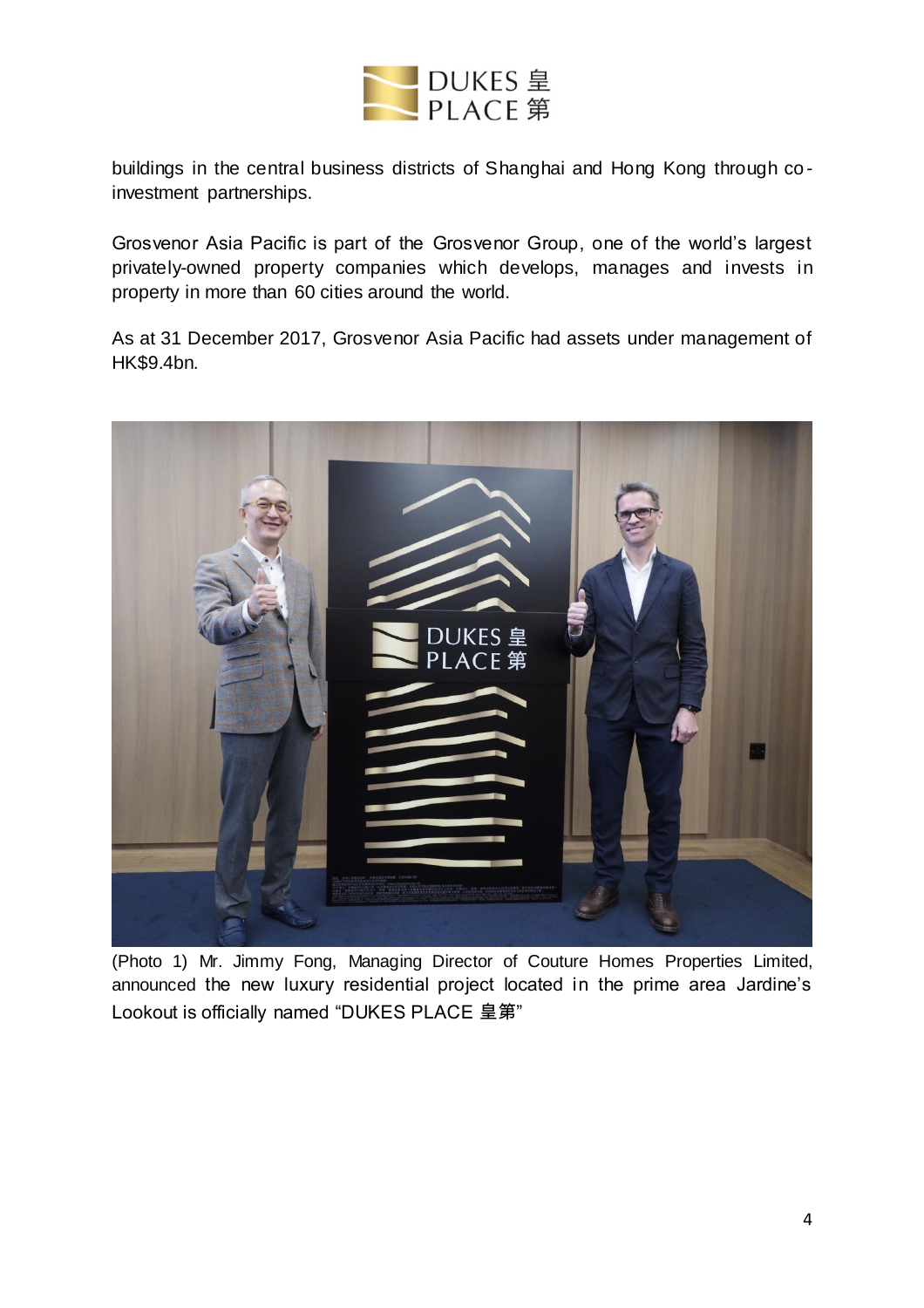buildings in the central business districts of Shanghai and Hong Kong through co-investment partnerships.

Grosvenor Asia Pacific is part of the Grosvenor Group, one of the world's largest privately-owned property companies which develops, manages and invests in property in more than 60 cities around the world.

As at 31 December 2017, Grosvenor Asia Pacific had assets under management of HK$9.4bn.

(Photo 1) Mr. Jimmy Fong, Managing Director of Couture Homes Properties Limited, announced the new luxury residential project located in the prime area Jardine's Lookout is officially named "DUKES PLACE 皇第"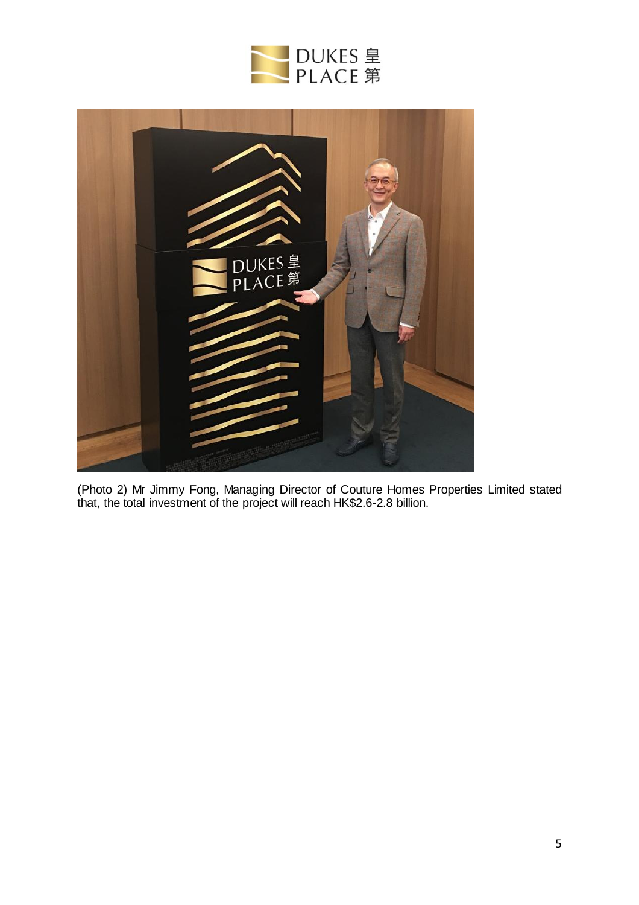(Photo 2) Mr Jimmy Fong, Managing Director of Couture Homes Properties Limited stated that, the total investment of the project will reach HK$2.6-2.8 billion.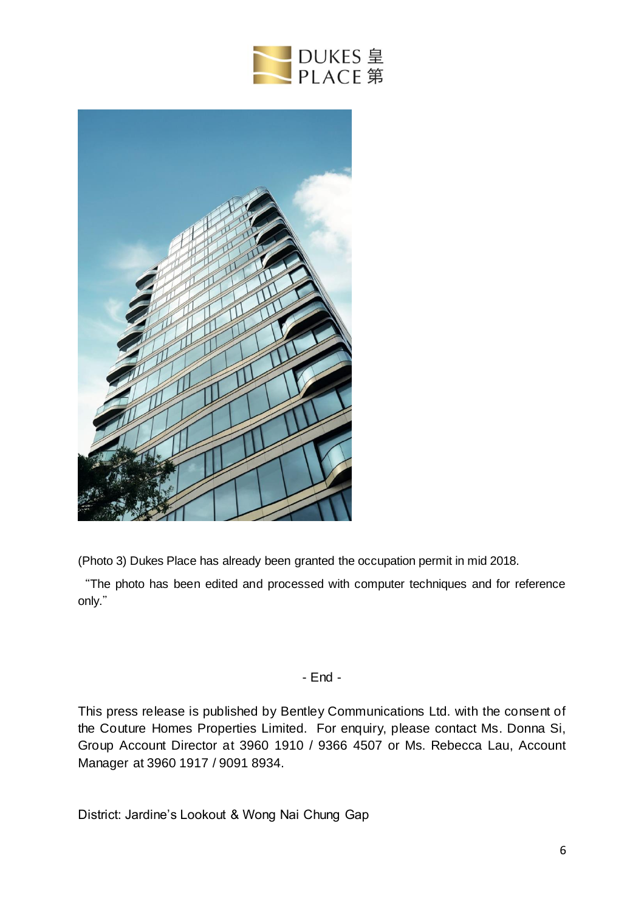(Photo 3) Dukes Place has already been granted the occupation permit in mid 2018.

"The photo has been edited and processed with computer techniques and for reference only."

- End -

This press release is published by Bentley Communications Ltd. with the consent of the Couture Homes Properties Limited. For enquiry, please contact Ms. Donna Si, Group Account Director at 3960 1910 / 9366 4507 or Ms. Rebecca Lau, Account Manager at 3960 1917 / 9091 8934.

District: Jardine's Lookout & Wong Nai Chung Gap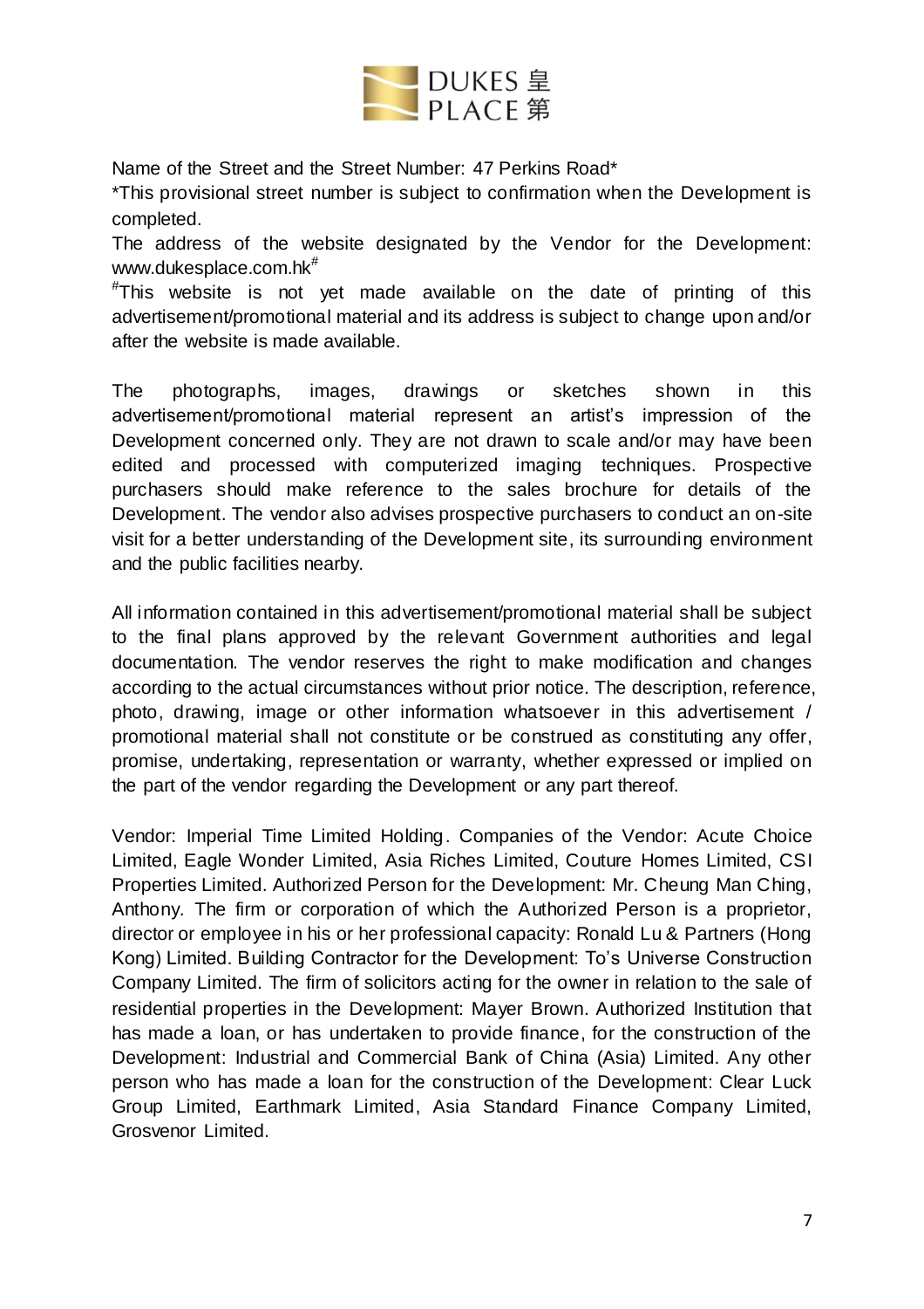Name of the Street and the Street Number: 47 Perkins Road*

*This provisional street number is subject to confirmation when the Development is completed.

The address of the website designated by the Vendor for the Development: www.dukesplace.com.hk#

#This website is not yet made available on the date of printing of this advertisement/promotional material and its address is subject to change upon and/or after the website is made available.

The photographs, images, drawings or sketches shown in this advertisement/promotional material represent an artist's impression of the Development concerned only. They are not drawn to scale and/or may have been edited and processed with computerized imaging techniques. Prospective purchasers should make reference to the sales brochure for details of the Development. The vendor also advises prospective purchasers to conduct an on-site visit for a better understanding of the Development site, its surrounding environment and the public facilities nearby.

All information contained in this advertisement/promotional material shall be subject to the final plans approved by the relevant Government authorities and legal documentation. The vendor reserves the right to make modification and changes according to the actual circumstances without prior notice. The description, reference, photo, drawing, image or other information whatsoever in this advertisement / promotional material shall not constitute or be construed as constituting any offer, promise, undertaking, representation or warranty, whether expressed or implied on the part of the vendor regarding the Development or any part thereof.

Vendor: Imperial Time Limited Holding. Companies of the Vendor: Acute Choice Limited, Eagle Wonder Limited, Asia Riches Limited, Couture Homes Limited, CSI Properties Limited. Authorized Person for the Development: Mr. Cheung Man Ching, Anthony. The firm or corporation of which the Authorized Person is a proprietor, director or employee in his or her professional capacity: Ronald Lu & Partners (Hong Kong) Limited. Building Contractor for the Development: To's Universe Construction Company Limited. The firm of solicitors acting for the owner in relation to the sale of residential properties in the Development: Mayer Brown. Authorized Institution that has made a loan, or has undertaken to provide finance, for the construction of the Development: Industrial and Commercial Bank of China (Asia) Limited. Any other person who has made a loan for the construction of the Development: Clear Luck Group Limited, Earthmark Limited, Asia Standard Finance Company Limited, Grosvenor Limited.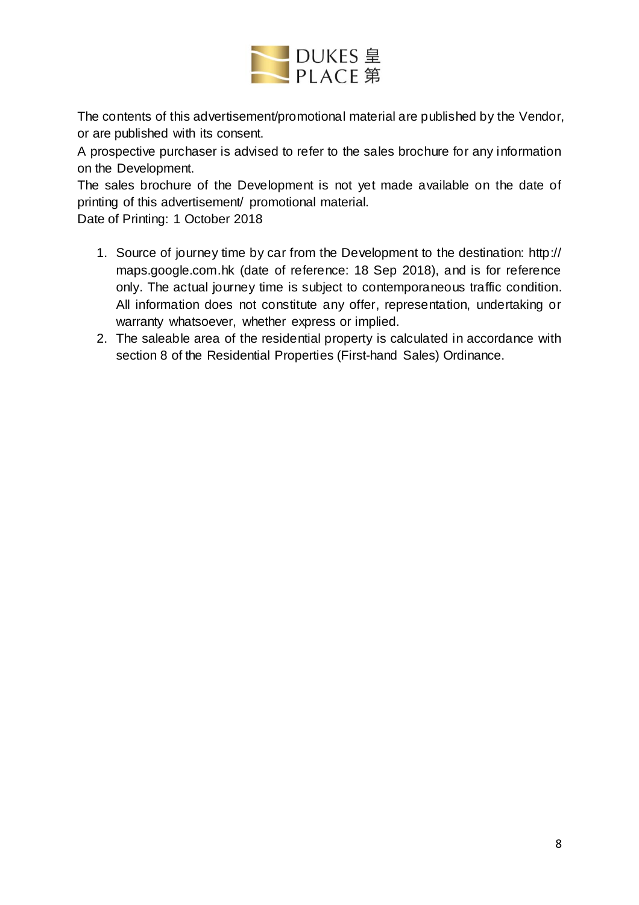DUKES 皇
PLACE 第

The contents of this advertisement/promotional material are published by the Vendor, or are published with its consent.

A prospective purchaser is advised to refer to the sales brochure for any information on the Development.

The sales brochure of the Development is not yet made available on the date of printing of this advertisement/ promotional material.

Date of Printing: 1 October 2018

1. Source of journey time by car from the Development to the destination: http:// maps.google.com.hk (date of reference: 18 Sep 2018), and is for reference only. The actual journey time is subject to contemporaneous traffic condition. All information does not constitute any offer, representation, undertaking or warranty whatsoever, whether express or implied.
2. The saleable area of the residential property is calculated in accordance with section 8 of the Residential Properties (First-hand Sales) Ordinance.